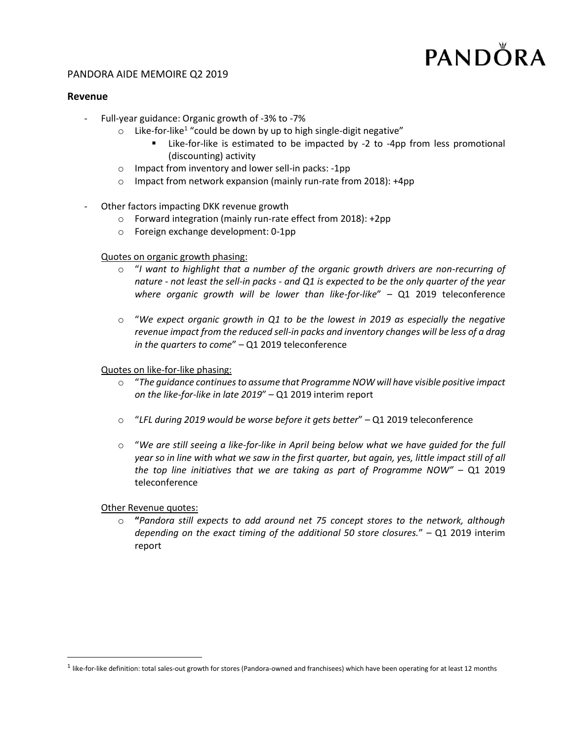PANDORA

PANDORA AIDE MEMOIRE Q2 2019

## Revenue

- Full-year guidance: Organic growth of -3% to -7%
  - Like-for-like[1] "could be down by up to high single-digit negative"
    - Like-for-like is estimated to be impacted by -2 to -4pp from less promotional (discounting) activity
  - Impact from inventory and lower sell-in packs: -1pp
  - Impact from network expansion (mainly run-rate from 2018): +4pp

- Other factors impacting DKK revenue growth
  - Forward integration (mainly run-rate effect from 2018): +2pp
  - Foreign exchange development: 0-1pp

<u>Quotes on organic growth phasing:</u>

- "*I want to highlight that a number of the organic growth drivers are non-recurring of nature - not least the sell-in packs - and Q1 is expected to be the only quarter of the year where organic growth will be lower than like-for-like*" – Q1 2019 teleconference

- "*We expect organic growth in Q1 to be the lowest in 2019 as especially the negative revenue impact from the reduced sell-in packs and inventory changes will be less of a drag in the quarters to come*" – Q1 2019 teleconference

<u>Quotes on like-for-like phasing:</u>

- "*The guidance continues to assume that Programme NOW will have visible positive impact on the like-for-like in late 2019*" – Q1 2019 interim report

- "*LFL during 2019 would be worse before it gets better*" – Q1 2019 teleconference

- "*We are still seeing a like-for-like in April being below what we have guided for the full year so in line with what we saw in the first quarter, but again, yes, little impact still of all the top line initiatives that we are taking as part of Programme NOW"* – Q1 2019 teleconference

<u>Other Revenue quotes:</u>

- **"***Pandora still expects to add around net 75 concept stores to the network, although depending on the exact timing of the additional 50 store closures.*" – Q1 2019 interim report

---

[1] like-for-like definition: total sales-out growth for stores (Pandora-owned and franchisees) which have been operating for at least 12 months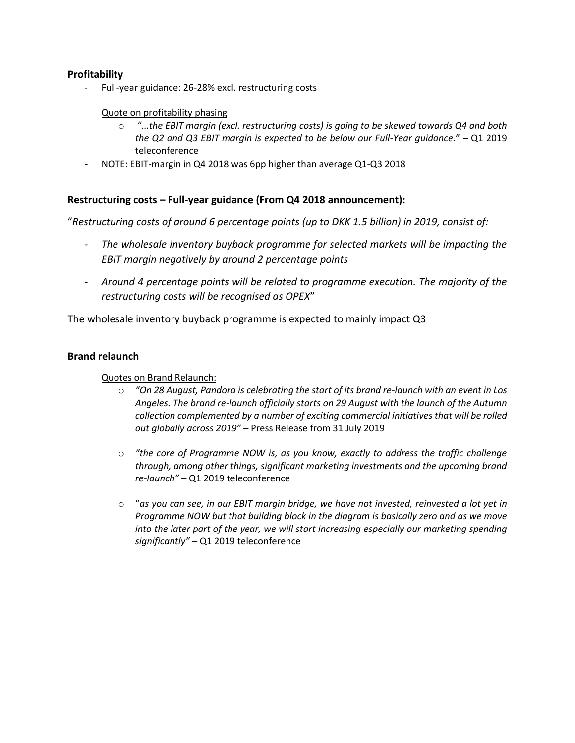**Profitability**

- Full-year guidance: 26-28% excl. restructuring costs

  Quote on profitability phasing

  - *"…the EBIT margin (excl. restructuring costs) is going to be skewed towards Q4 and both the Q2 and Q3 EBIT margin is expected to be below our Full-Year guidance."* – Q1 2019 teleconference

- NOTE: EBIT-margin in Q4 2018 was 6pp higher than average Q1-Q3 2018

**Restructuring costs – Full-year guidance (From Q4 2018 announcement):**

"*Restructuring costs of around 6 percentage points (up to DKK 1.5 billion) in 2019, consist of:*

- *The wholesale inventory buyback programme for selected markets will be impacting the EBIT margin negatively by around 2 percentage points*
- *Around 4 percentage points will be related to programme execution. The majority of the restructuring costs will be recognised as OPEX*"

The wholesale inventory buyback programme is expected to mainly impact Q3

**Brand relaunch**

Quotes on Brand Relaunch:

- *"On 28 August, Pandora is celebrating the start of its brand re-launch with an event in Los Angeles. The brand re-launch officially starts on 29 August with the launch of the Autumn collection complemented by a number of exciting commercial initiatives that will be rolled out globally across 2019"* – Press Release from 31 July 2019
- *"the core of Programme NOW is, as you know, exactly to address the traffic challenge through, among other things, significant marketing investments and the upcoming brand re-launch"* – Q1 2019 teleconference
- "*as you can see, in our EBIT margin bridge, we have not invested, reinvested a lot yet in Programme NOW but that building block in the diagram is basically zero and as we move into the later part of the year, we will start increasing especially our marketing spending significantly"* – Q1 2019 teleconference